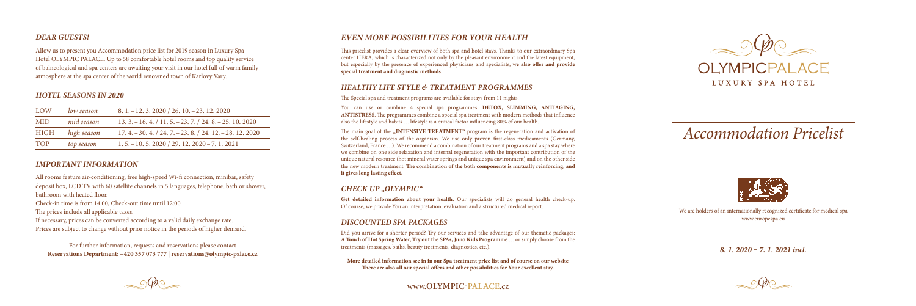## *DEAR GUESTS!*

Allow us to present you Accommodation price list for 2019 season in Luxury Spa Hotel OLYMPIC PALACE. Up to 58 comfortable hotel rooms and top quality service of balneological and spa centers are awaiting your visit in our hotel full of warm family atmosphere at the spa center of the world renowned town of Karlovy Vary.

## *HOTEL SEASONS IN 2020*

| | | |
|---|---|---|
| LOW | *low season* | 8. 1. – 12. 3. 2020 / 26. 10. – 23. 12. 2020 |
| MID | *mid season* | 13. 3. – 16. 4. / 11. 5. – 23. 7. / 24. 8. – 25. 10. 2020 |
| HIGH | *high season* | 17. 4. – 30. 4. / 24. 7. – 23. 8. / 24. 12. – 28. 12. 2020 |
| TOP | *top season* | 1. 5. – 10. 5. 2020 / 29. 12. 2020 – 7. 1. 2021 |

## *IMPORTANT INFORMATION*

All rooms feature air-conditioning, free high-speed Wi-fi connection, minibar, safety deposit box, LCD TV with 60 satellite channels in 5 languages, telephone, bath or shower, bathroom with heated floor.

Check-in time is from 14:00, Check-out time until 12:00.

The prices include all applicable taxes.

If necessary, prices can be converted according to a valid daily exchange rate.

Prices are subject to change without prior notice in the periods of higher demand.

For further information, requests and reservations please contact
**Reservations Department: +420 357 073 777 | reservations@olympic-palace.cz**

## *EVEN MORE POSSIBILITIES FOR YOUR HEALTH*

This pricelist provides a clear overview of both spa and hotel stays. Thanks to our extraordinary Spa center HERA, which is characterized not only by the pleasant environment and the latest equipment, but especially by the presence of experienced physicians and specialists, **we also offer and provide special treatment and diagnostic methods**.

## *HEALTHY LIFE STYLE & TREATMENT PROGRAMMES*

The Special spa and treatment programs are available for stays from 11 nights.

You can use or combine 4 special spa programmes: **DETOX, SLIMMING, ANTIAGING, ANTISTRESS**. The programmes combine a special spa treatment with modern methods that influence also the lifestyle and habits … lifestyle is a critical factor influencing 80% of our health.

The main goal of the **„INTENSIVE TREATMENT"** program is the regeneration and activation of the self-healing process of the organism. We use only proven first-class medicaments (Germany, Switzerland, France …). We recommend a combination of our treatment programs and a spa stay where we combine on one side relaxation and internal regeneration with the important contribution of the unique natural resource (hot mineral water springs and unique spa environment) and on the other side the new modern treatment. **The combination of the both components is mutually reinforcing, and it gives long lasting effect.**

## *CHECK UP „OLYMPIC"*

**Get detailed information about your health.** Our specialists will do general health check-up. Of course, we provide You an interpretation, evaluation and a structured medical report.

## *DISCOUNTED SPA PACKAGES*

Did you arrive for a shorter period? Try our services and take advantage of our thematic packages: **A Touch of Hot Spring Water, Try out the SPAs, Juno Kids Programme** … or simply choose from the treatments (massages, baths, beauty treatments, diagnostics, etc.).

**More detailed information see in in our Spa treatment price list and of course on our website There are also all our special offers and other possibilities for Your excellent stay.**

www.OLYMPIC-PALACE.cz

OLYMPICPALACE
LUXURY SPA HOTEL

# *Accommodation Pricelist*

We are holders of an internationally recognized certificate for medical spa
www.europespa.eu

***8. 1. 2020 – 7. 1. 2021 incl.***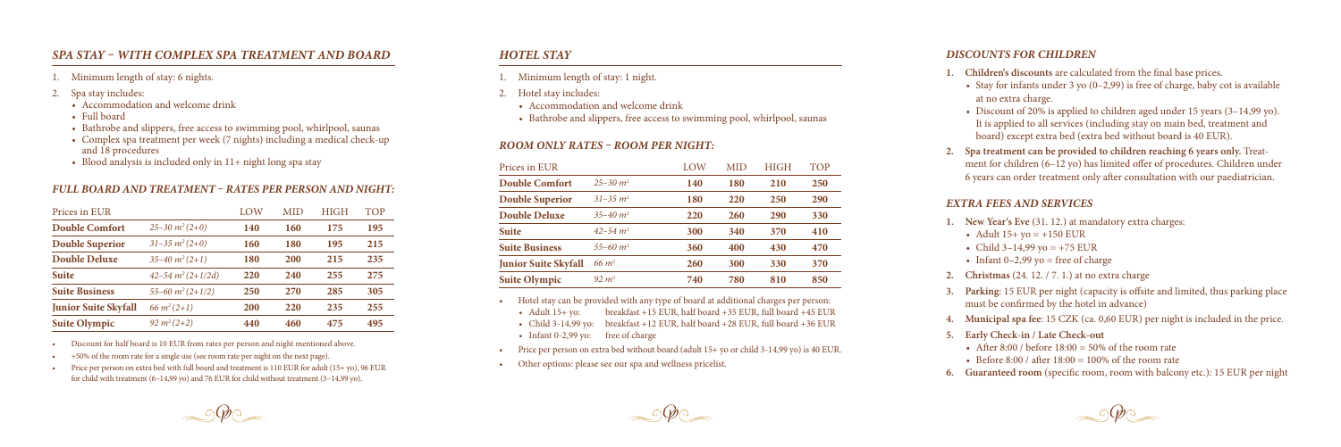## SPA STAY – WITH COMPLEX SPA TREATMENT AND BOARD

1. Minimum length of stay: 6 nights.
2. Spa stay includes:
   - Accommodation and welcome drink
   - Full board
   - Bathrobe and slippers, free access to swimming pool, whirlpool, saunas
   - Complex spa treatment per week (7 nights) including a medical check-up and 18 procedures
   - Blood analysis is included only in 11+ night long spa stay

### FULL BOARD AND TREATMENT – RATES PER PERSON AND NIGHT:

| Prices in EUR | | LOW | MID | HIGH | TOP |
|---|---|---|---|---|---|
| **Double Comfort** | *25–30 m² (2+0)* | **140** | **160** | **175** | **195** |
| **Double Superior** | *31–35 m² (2+0)* | **160** | **180** | **195** | **215** |
| **Double Deluxe** | *35–40 m² (2+1)* | **180** | **200** | **215** | **235** |
| **Suite** | *42–54 m² (2+1/2d)* | **220** | **240** | **255** | **275** |
| **Suite Business** | *55–60 m² (2+1/2)* | **250** | **270** | **285** | **305** |
| **Junior Suite Skyfall** | *66 m² (2+1)* | **200** | **220** | **235** | **255** |
| **Suite Olympic** | *92 m² (2+2)* | **440** | **460** | **475** | **495** |

- Discount for half board is 10 EUR from rates per person and night mentioned above.
- +50% of the room rate for a single use (see room rate per night on the next page).
- Price per person on extra bed with full board and treatment is 110 EUR for adult (15+ yo), 96 EUR for child with treatment (6–14,99 yo) and 76 EUR for child without treatment (3–14,99 yo).

## HOTEL STAY

1. Minimum length of stay: 1 night.
2. Hotel stay includes:
   - Accommodation and welcome drink
   - Bathrobe and slippers, free access to swimming pool, whirlpool, saunas

### ROOM ONLY RATES – ROOM PER NIGHT:

| Prices in EUR | | LOW | MID | HIGH | TOP |
|---|---|---|---|---|---|
| **Double Comfort** | *25–30 m²* | **140** | **180** | **210** | **250** |
| **Double Superior** | *31–35 m²* | **180** | **220** | **250** | **290** |
| **Double Deluxe** | *35–40 m²* | **220** | **260** | **290** | **330** |
| **Suite** | *42–54 m²* | **300** | **340** | **370** | **410** |
| **Suite Business** | *55–60 m²* | **360** | **400** | **430** | **470** |
| **Junior Suite Skyfall** | *66 m²* | **260** | **300** | **330** | **370** |
| **Suite Olympic** | *92 m²* | **740** | **780** | **810** | **850** |

- Hotel stay can be provided with any type of board at additional charges per person:
  - Adult 15+ yo: breakfast +15 EUR, half board +35 EUR, full board +45 EUR
  - Child 3-14,99 yo: breakfast +12 EUR, half board +28 EUR, full board +36 EUR
  - Infant 0-2,99 yo: free of charge
- Price per person on extra bed without board (adult 15+ yo or child 3-14,99 yo) is 40 EUR.
- Other options: please see our spa and wellness pricelist.

## DISCOUNTS FOR CHILDREN

1. **Children's discounts** are calculated from the final base prices.
   - Stay for infants under 3 yo (0–2,99) is free of charge, baby cot is available at no extra charge.
   - Discount of 20% is applied to children aged under 15 years (3–14,99 yo). It is applied to all services (including stay on main bed, treatment and board) except extra bed (extra bed without board is 40 EUR).
2. **Spa treatment can be provided to children reaching 6 years only.** Treatment for children (6–12 yo) has limited offer of procedures. Children under 6 years can order treatment only after consultation with our paediatrician.

## EXTRA FEES AND SERVICES

1. **New Year's Eve** (31. 12.) at mandatory extra charges:
   - Adult 15+ yo = +150 EUR
   - Child 3–14,99 yo = +75 EUR
   - Infant 0–2,99 yo = free of charge
2. **Christmas** (24. 12. / 7. 1.) at no extra charge
3. **Parking**: 15 EUR per night (capacity is offsite and limited, thus parking place must be confirmed by the hotel in advance)
4. **Municipal spa fee**: 15 CZK (ca. 0,60 EUR) per night is included in the price.
5. **Early Check-in / Late Check-out**
   - After 8:00 / before 18:00 = 50% of the room rate
   - Before 8:00 / after 18:00 = 100% of the room rate
6. **Guaranteed room** (specific room, room with balcony etc.): 15 EUR per night